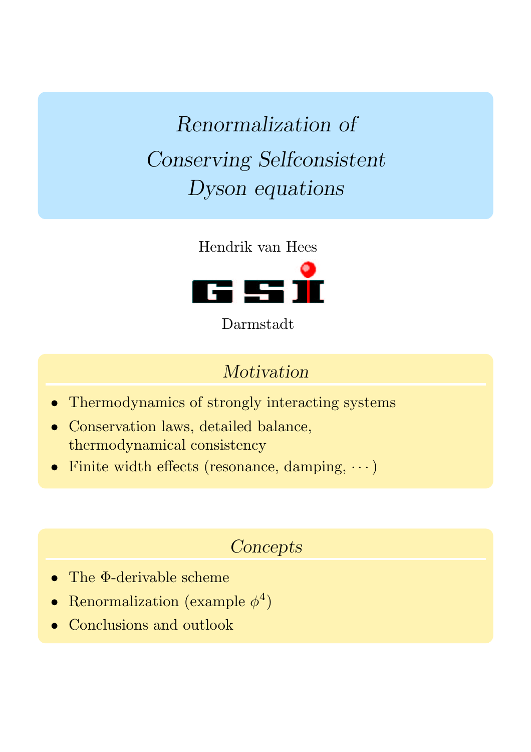# *Renormalization of Conserving Selfconsistent Dyson equations*

Hendrik van Hees

GSI

Darmstadt

## *Motivation*

- Thermodynamics of strongly interacting systems
- Conservation laws, detailed balance, thermodynamical consistency
- Finite width effects (resonance, damping, $\cdots$)

## *Concepts*

- The $\Phi$-derivable scheme
- Renormalization (example $\phi^4$)
- Conclusions and outlook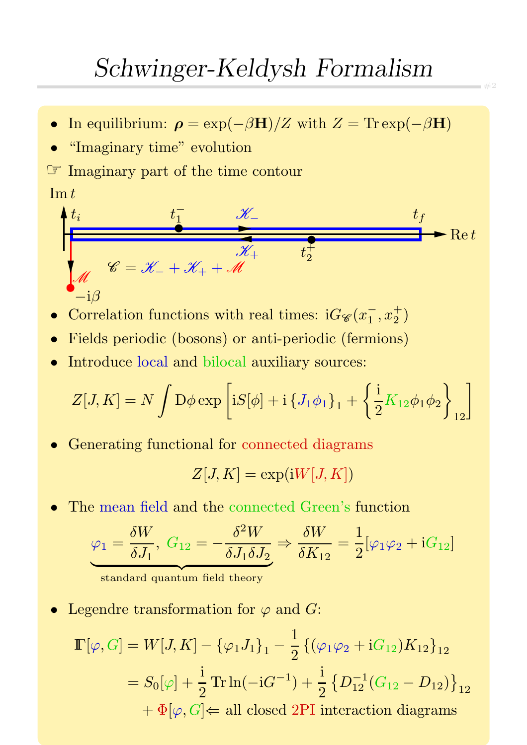# *Schwinger-Keldysh Formalism*

- In equilibrium: $\boldsymbol{\rho} = \exp(-\beta \mathbf{H})/Z$ with $Z = \operatorname{Tr}\exp(-\beta \mathbf{H})$
- "Imaginary time" evolution

☞ Imaginary part of the time contour

$\operatorname{Im} t$ — $t_i$, $t_1^-$, $\mathscr{K}_-$, $t_f$, $\operatorname{Re} t$, $\mathscr{K}_+$, $t_2^+$, $\mathscr{M}$, $-\mathrm{i}\beta$

$$\mathscr{C} = \mathscr{K}_- + \mathscr{K}_+ + \mathscr{M}$$

- Correlation functions with real times: $\mathrm{i}G_{\mathscr{C}}(x_1^-, x_2^+)$
- Fields periodic (bosons) or anti-periodic (fermions)
- Introduce local and bilocal auxiliary sources:

$$Z[J,K] = N \int \mathrm{D}\phi \exp\left[\mathrm{i}S[\phi] + \mathrm{i}\left\{J_1\phi_1\right\}_1 + \left\{\frac{\mathrm{i}}{2}K_{12}\phi_1\phi_2\right\}_{12}\right]$$

- Generating functional for connected diagrams

$$Z[J,K] = \exp(\mathrm{i}W[J,K])$$

- The mean field and the connected Green's function

$$\underbrace{\varphi_1 = \frac{\delta W}{\delta J_1},\ G_{12} = -\frac{\delta^2 W}{\delta J_1 \delta J_2}}_{\text{standard quantum field theory}} \Rightarrow \frac{\delta W}{\delta K_{12}} = \frac{1}{2}[\varphi_1\varphi_2 + \mathrm{i}G_{12}]$$

- Legendre transformation for $\varphi$ and $G$:

$$\begin{aligned}\mathit{\Gamma}[\varphi, G] &= W[J,K] - \left\{\varphi_1 J_1\right\}_1 - \frac{1}{2}\left\{(\varphi_1\varphi_2 + \mathrm{i}G_{12})K_{12}\right\}_{12} \\ &= S_0[\varphi] + \frac{\mathrm{i}}{2}\operatorname{Tr}\ln(-\mathrm{i}G^{-1}) + \frac{\mathrm{i}}{2}\left\{D_{12}^{-1}(G_{12} - D_{12})\right\}_{12} \\ &\quad + \Phi[\varphi, G] \Leftarrow \text{all closed 2PI interaction diagrams}\end{aligned}$$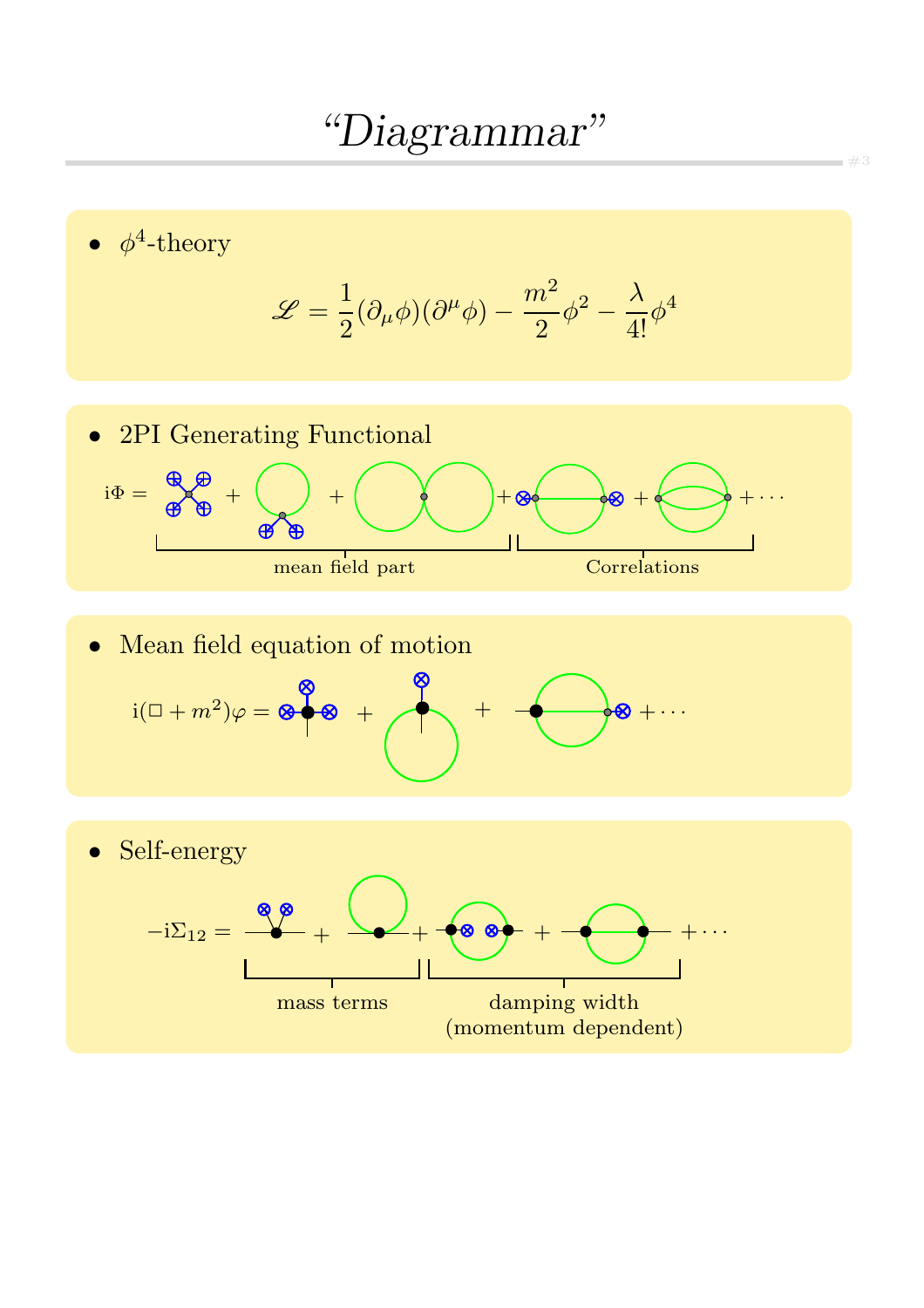# "Diagrammar"

- $\phi^4$-theory

$$\mathscr{L} = \frac{1}{2}(\partial_\mu \phi)(\partial^\mu \phi) - \frac{m^2}{2}\phi^2 - \frac{\lambda}{4!}\phi^4$$

- 2PI Generating Functional

$\mathrm{i}\Phi = \; + \; + \; + \; + \; + \cdots$

mean field part — Correlations

- Mean field equation of motion

$\mathrm{i}(\Box + m^2)\varphi = \; + \; + \; + \cdots$

- Self-energy

$-\mathrm{i}\Sigma_{12} = \; + \; + \; + \; + \cdots$

mass terms — damping width (momentum dependent)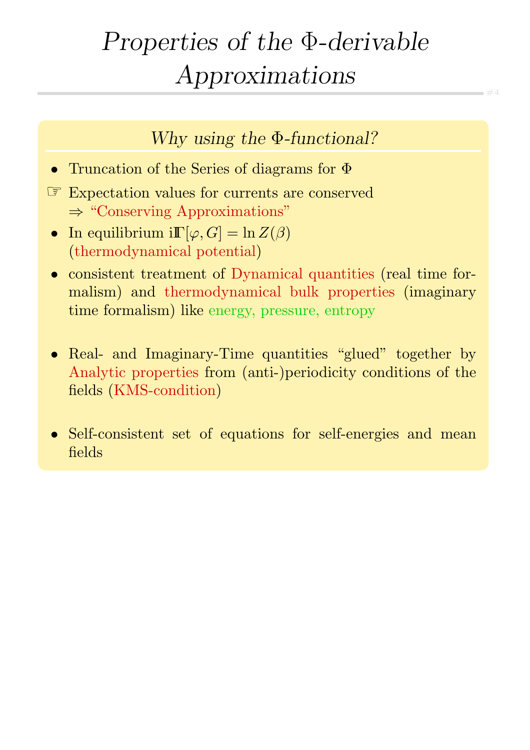# *Properties of the Φ-derivable Approximations*

## *Why using the Φ-functional?*

- Truncation of the Series of diagrams for $\Phi$
- ☞ Expectation values for currents are conserved
  $\Rightarrow$ "Conserving Approximations"
- In equilibrium $\mathrm{i}\Gamma[\varphi, G] = \ln Z(\beta)$
  (thermodynamical potential)
- consistent treatment of Dynamical quantities (real time formalism) and thermodynamical bulk properties (imaginary time formalism) like energy, pressure, entropy
- Real- and Imaginary-Time quantities "glued" together by Analytic properties from (anti-)periodicity conditions of the fields (KMS-condition)
- Self-consistent set of equations for self-energies and mean fields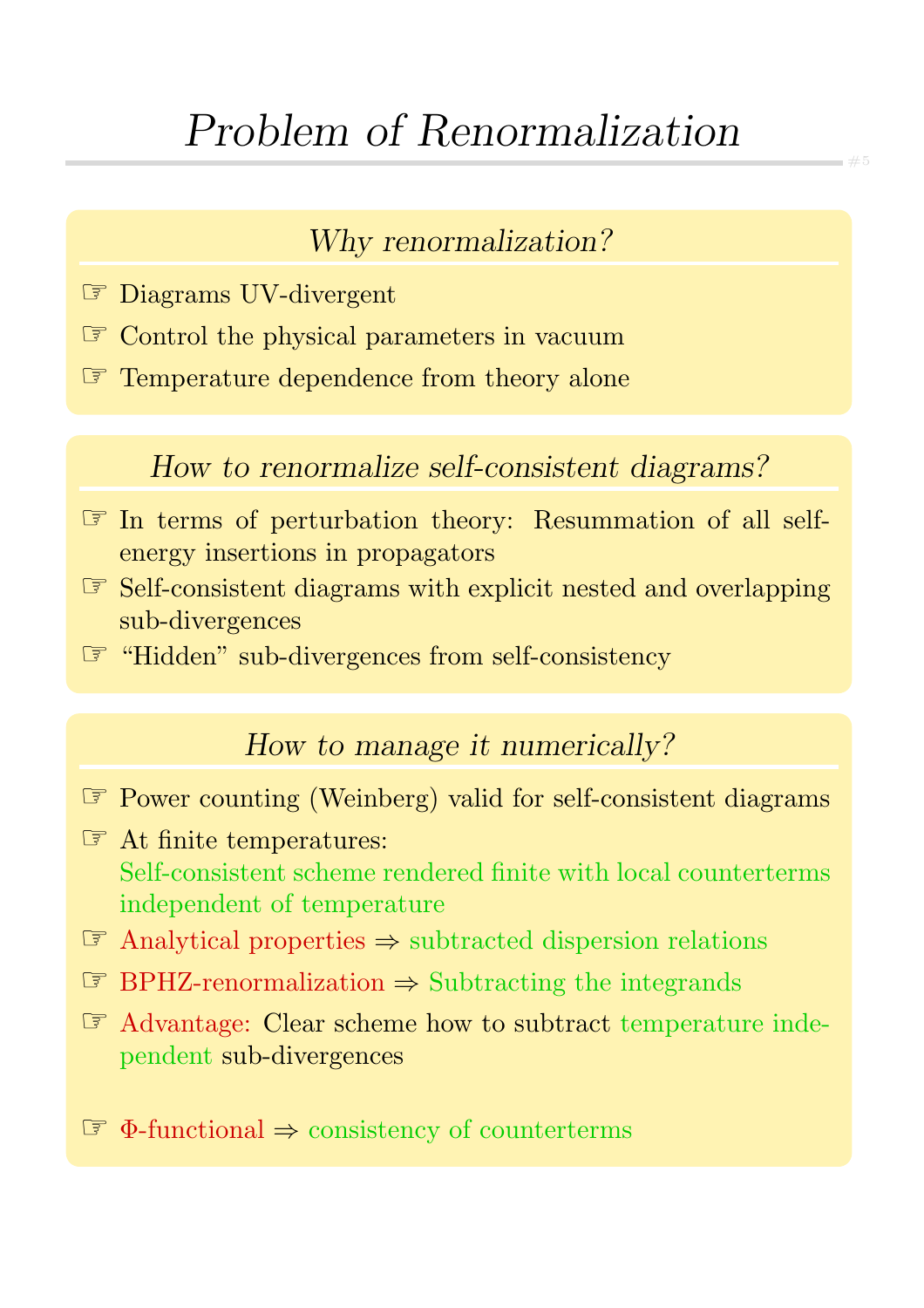# Problem of Renormalization

## Why renormalization?

- Diagrams UV-divergent
- Control the physical parameters in vacuum
- Temperature dependence from theory alone

## How to renormalize self-consistent diagrams?

- In terms of perturbation theory: Resummation of all self-energy insertions in propagators
- Self-consistent diagrams with explicit nested and overlapping sub-divergences
- "Hidden" sub-divergences from self-consistency

## How to manage it numerically?

- Power counting (Weinberg) valid for self-consistent diagrams
- At finite temperatures:
  Self-consistent scheme rendered finite with local counterterms independent of temperature
- Analytical properties ⇒ subtracted dispersion relations
- BPHZ-renormalization ⇒ Subtracting the integrands
- Advantage: Clear scheme how to subtract temperature independent sub-divergences
- $\Phi$-functional ⇒ consistency of counterterms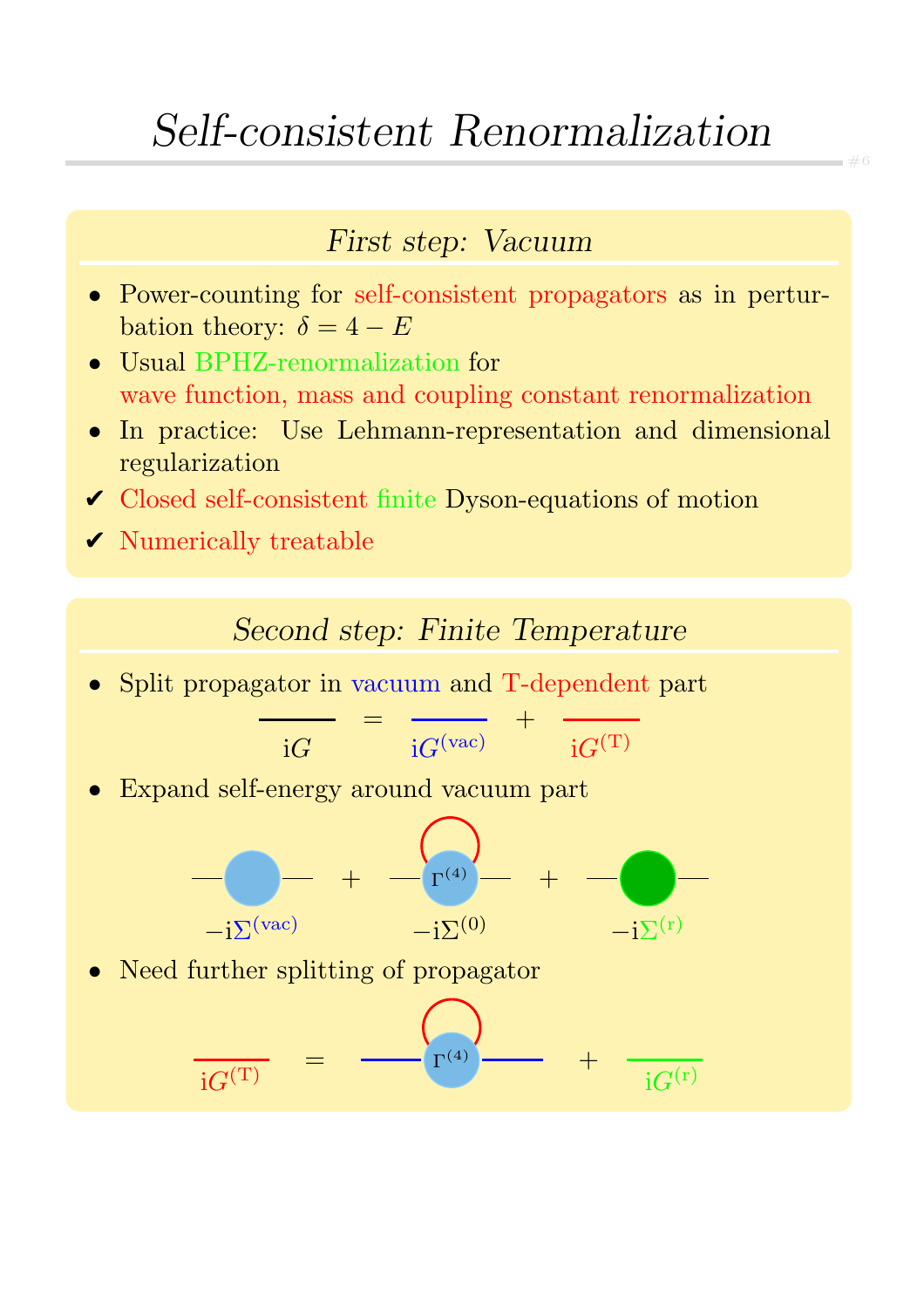# *Self-consistent Renormalization*

## *First step: Vacuum*

- Power-counting for self-consistent propagators as in perturbation theory: $\delta = 4 - E$
- Usual BPHZ-renormalization for wave function, mass and coupling constant renormalization
- In practice: Use Lehmann-representation and dimensional regularization

✔ Closed self-consistent finite Dyson-equations of motion

✔ Numerically treatable

## *Second step: Finite Temperature*

- Split propagator in vacuum and T-dependent part

$$\mathrm{i}G = \mathrm{i}G^{(\mathrm{vac})} + \mathrm{i}G^{(\mathrm{T})}$$

- Expand self-energy around vacuum part

$$-\mathrm{i}\Sigma^{(\mathrm{vac})} + -\mathrm{i}\Sigma^{(0)} + -\mathrm{i}\Sigma^{(\mathrm{r})}$$

- Need further splitting of propagator

$$\mathrm{i}G^{(\mathrm{T})} = \Gamma^{(4)} + \mathrm{i}G^{(\mathrm{r})}$$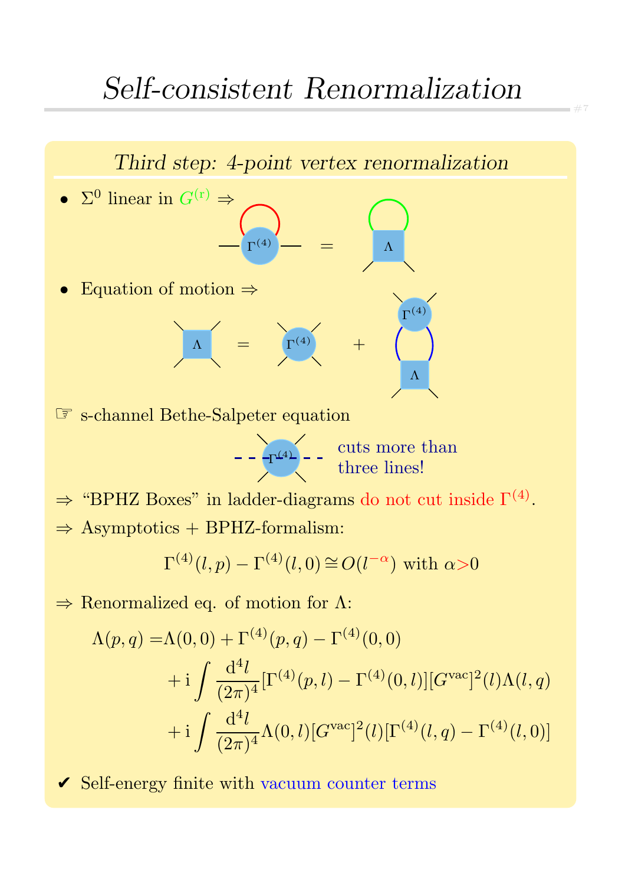# *Self-consistent Renormalization*

## *Third step: 4-point vertex renormalization*

- $\Sigma^0$ linear in $G^{(\mathrm{r})}$ ⇒

- Equation of motion ⇒

☞ s-channel Bethe-Salpeter equation

cuts more than three lines!

⇒ "BPHZ Boxes" in ladder-diagrams do not cut inside $\Gamma^{(4)}$.

⇒ Asymptotics + BPHZ-formalism:

$$\Gamma^{(4)}(l,p) - \Gamma^{(4)}(l,0) \cong O(l^{-\alpha}) \text{ with } \alpha > 0$$

⇒ Renormalized eq. of motion for $\Lambda$:

$$\begin{aligned}
\Lambda(p,q) = & \Lambda(0,0) + \Gamma^{(4)}(p,q) - \Gamma^{(4)}(0,0) \\
& + \mathrm{i} \int \frac{\mathrm{d}^4 l}{(2\pi)^4} [\Gamma^{(4)}(p,l) - \Gamma^{(4)}(0,l)] [G^{\mathrm{vac}}]^2(l) \Lambda(l,q) \\
& + \mathrm{i} \int \frac{\mathrm{d}^4 l}{(2\pi)^4} \Lambda(0,l) [G^{\mathrm{vac}}]^2(l) [\Gamma^{(4)}(l,q) - \Gamma^{(4)}(l,0)]
\end{aligned}$$

✔ Self-energy finite with vacuum counter terms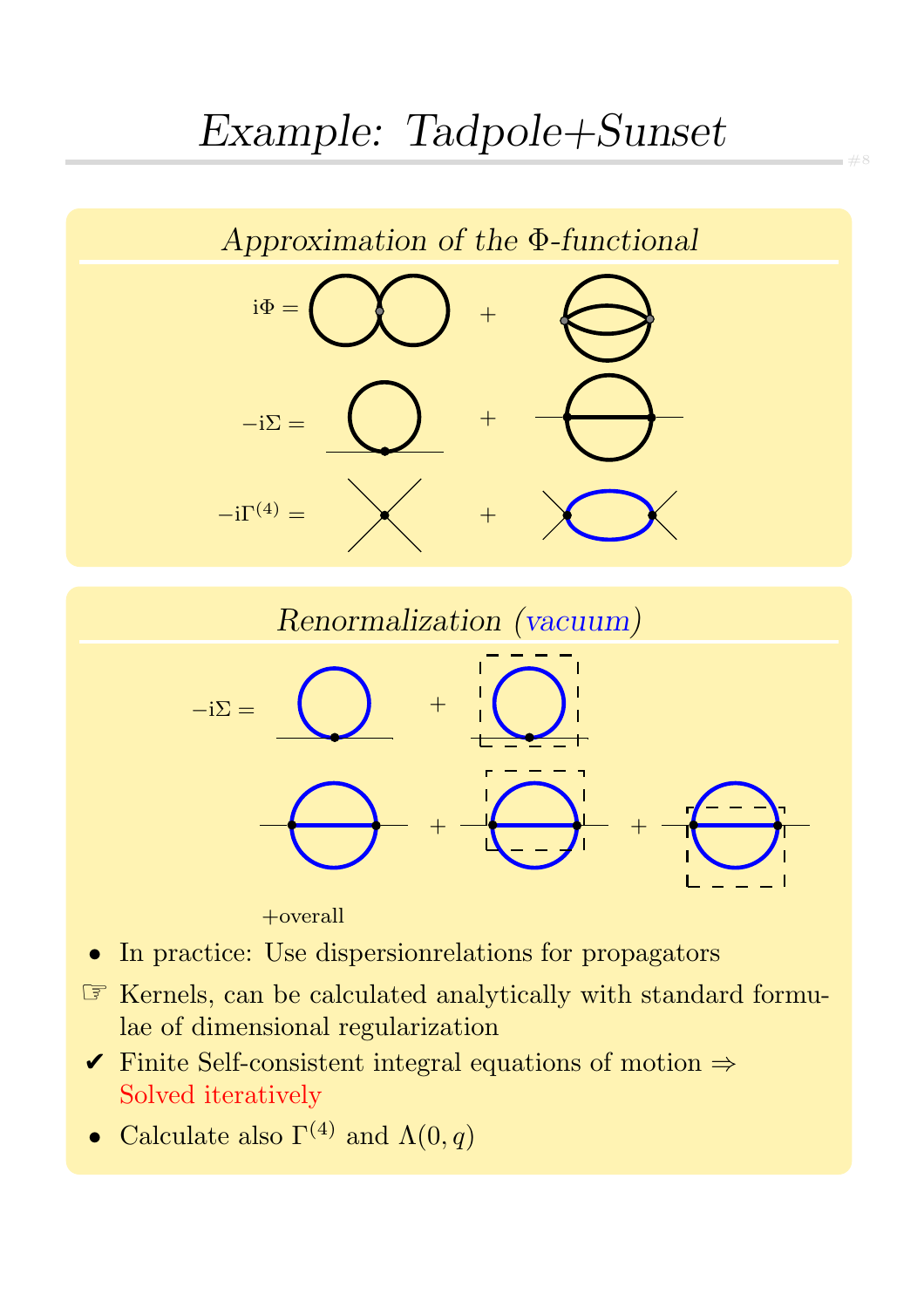# *Example: Tadpole+Sunset*

## *Approximation of the Φ-functional*

$\mathrm{i}\Phi =$ + 

$-\mathrm{i}\Sigma =$ + 

$-\mathrm{i}\Gamma^{(4)} =$ + 

## *Renormalization (vacuum)*

$-\mathrm{i}\Sigma =$ + 

+ +

+overall

- In practice: Use dispersionrelations for propagators
- ☞ Kernels, can be calculated analytically with standard formulae of dimensional regularization
- ✔ Finite Self-consistent integral equations of motion ⇒ Solved iteratively
- Calculate also $\Gamma^{(4)}$ and $\Lambda(0, q)$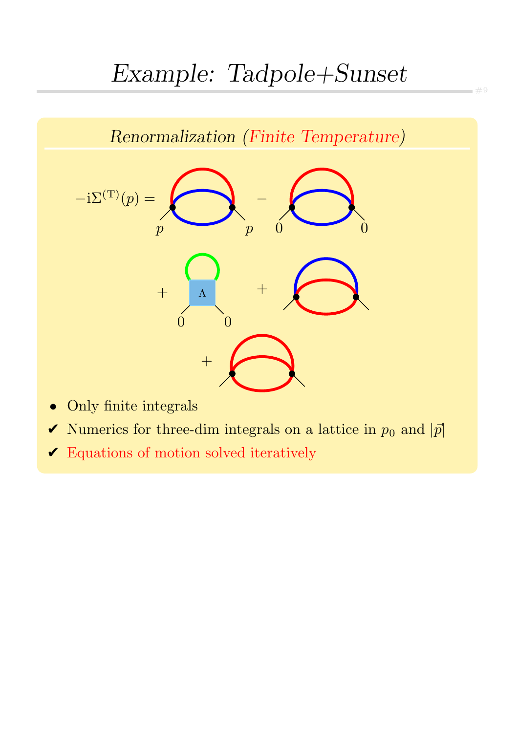# Example: Tadpole+Sunset

## Renormalization (Finite Temperature)

$-\mathrm{i}\Sigma^{(\mathrm{T})}(p) =$ [sunset diagram, external momenta $p$, $p$] $-$ [sunset diagram, external momenta $0$, $0$]

$+$ [tadpole with $\Lambda$ vertex, external momenta $0$, $0$] $+$ [sunset diagram]

$+$ [sunset diagram]

- Only finite integrals
- ✔ Numerics for three-dim integrals on a lattice in $p_0$ and $|\vec{p}|$
- ✔ Equations of motion solved iteratively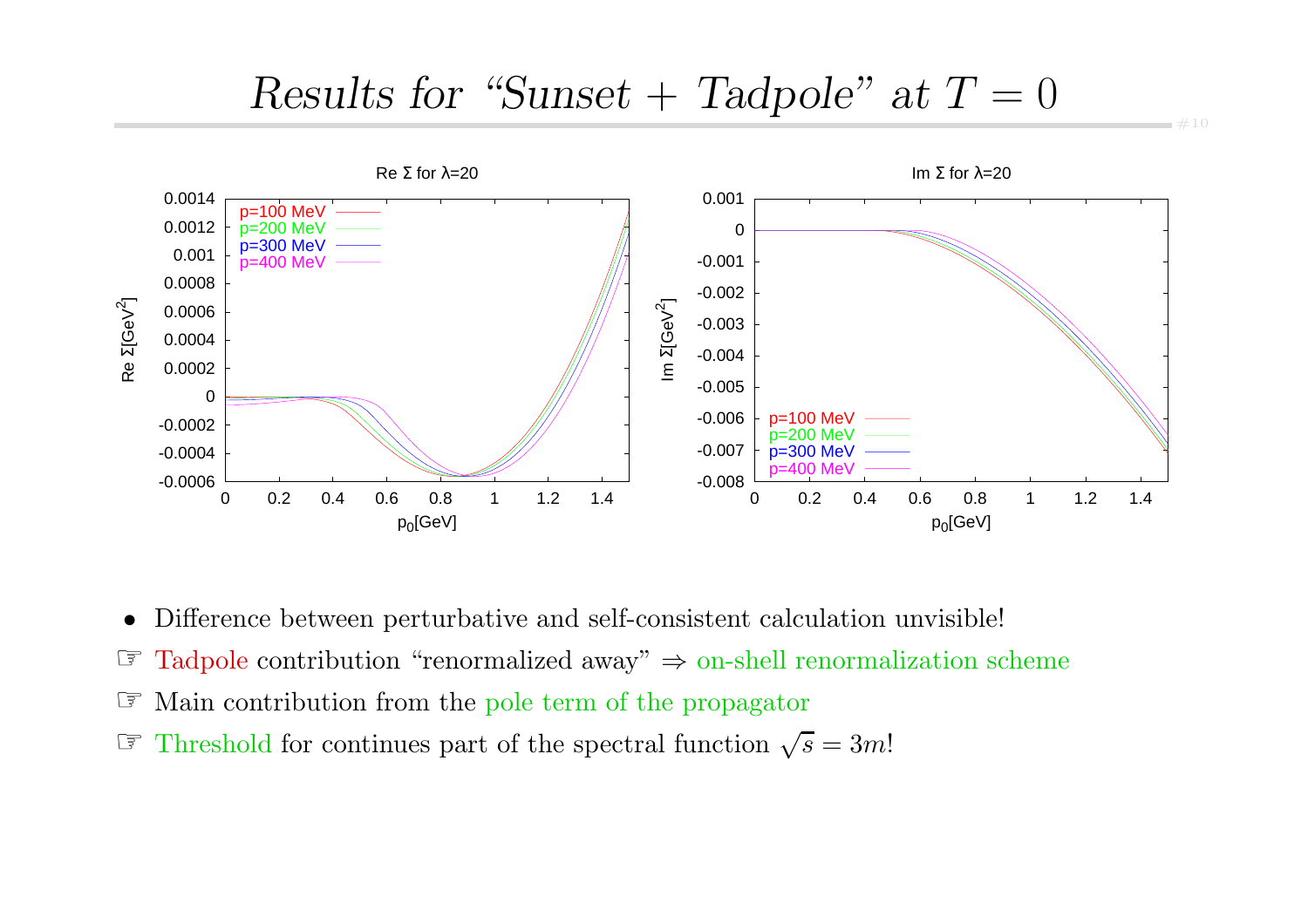# *Results for "Sunset + Tadpole" at $T = 0$*

Re Σ for λ=20

Im Σ for λ=20

- Difference between perturbative and self-consistent calculation unvisible!
- ☞ Tadpole contribution "renormalized away" ⇒ on-shell renormalization scheme
- ☞ Main contribution from the pole term of the propagator
- ☞ Threshold for continues part of the spectral function $\sqrt{s} = 3m$!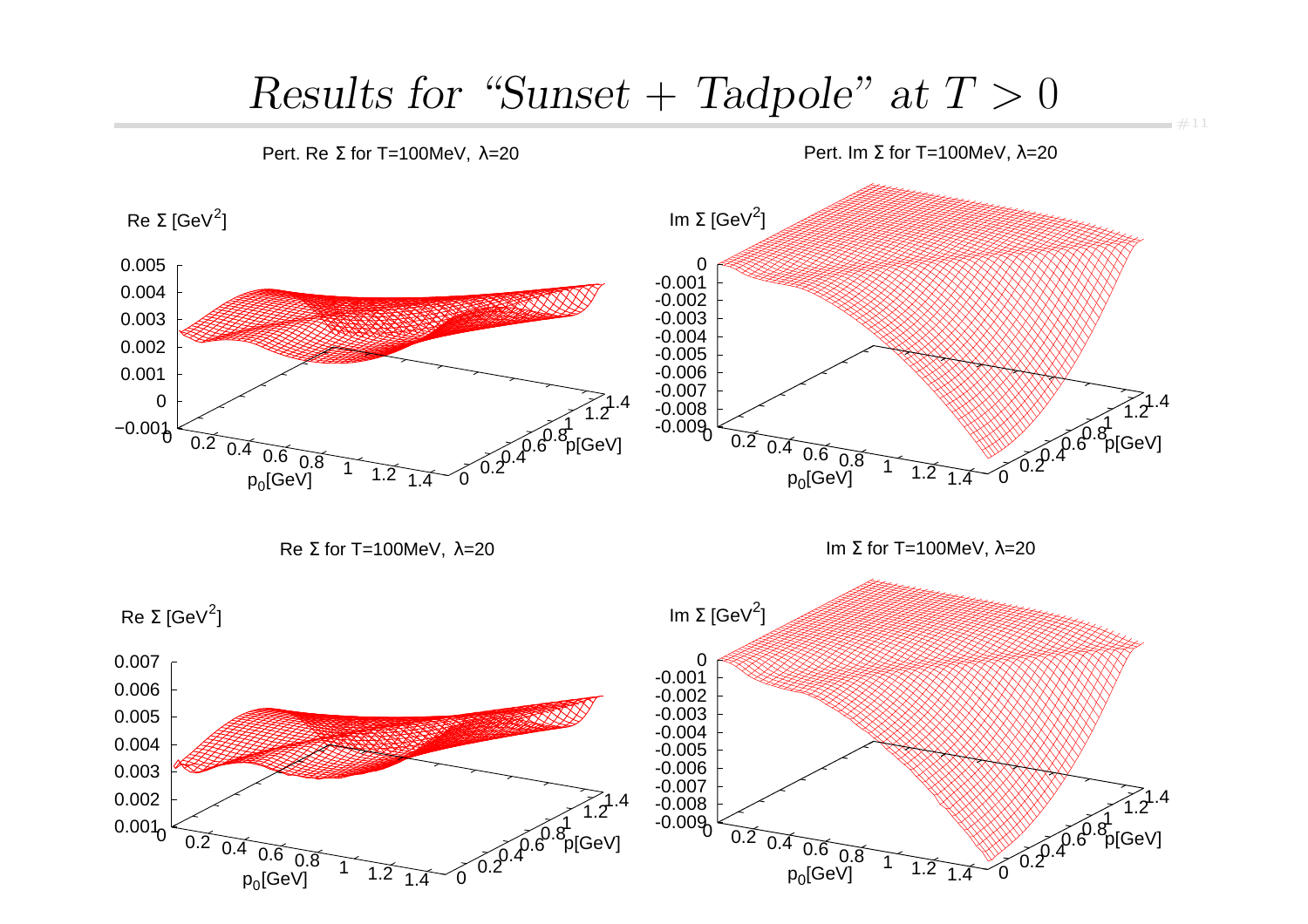# *Results for “Sunset + Tadpole” at $T > 0$*

Pert. Re Σ for T=100MeV, λ=20

Pert. Im Σ for T=100MeV, λ=20

Re Σ for T=100MeV, λ=20

Im Σ for T=100MeV, λ=20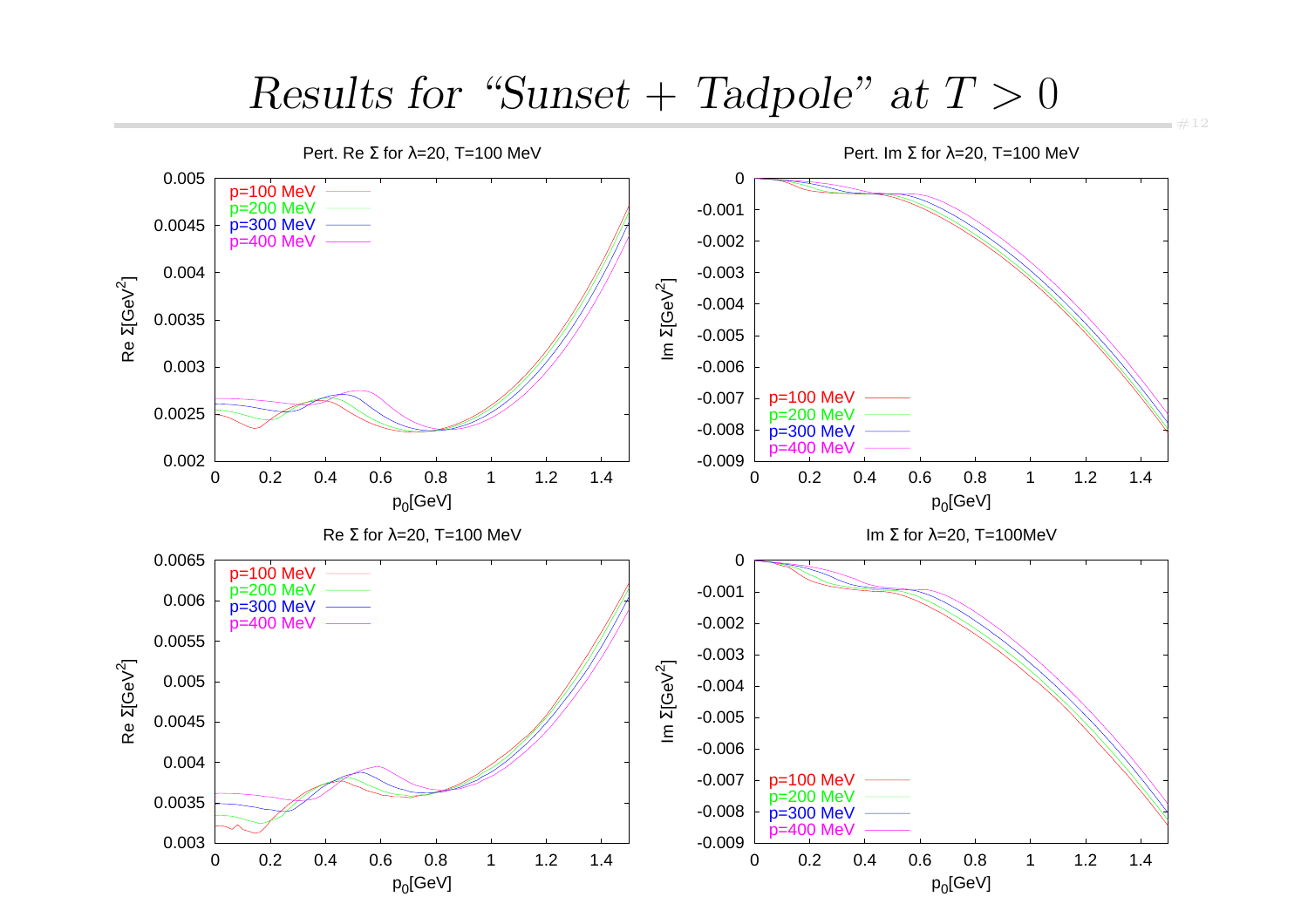# *Results for "Sunset + Tadpole" at $T > 0$*

Pert. Re Σ for λ=20, T=100 MeV

Pert. Im Σ for λ=20, T=100 MeV

Re Σ for λ=20, T=100 MeV

Im Σ for λ=20, T=100MeV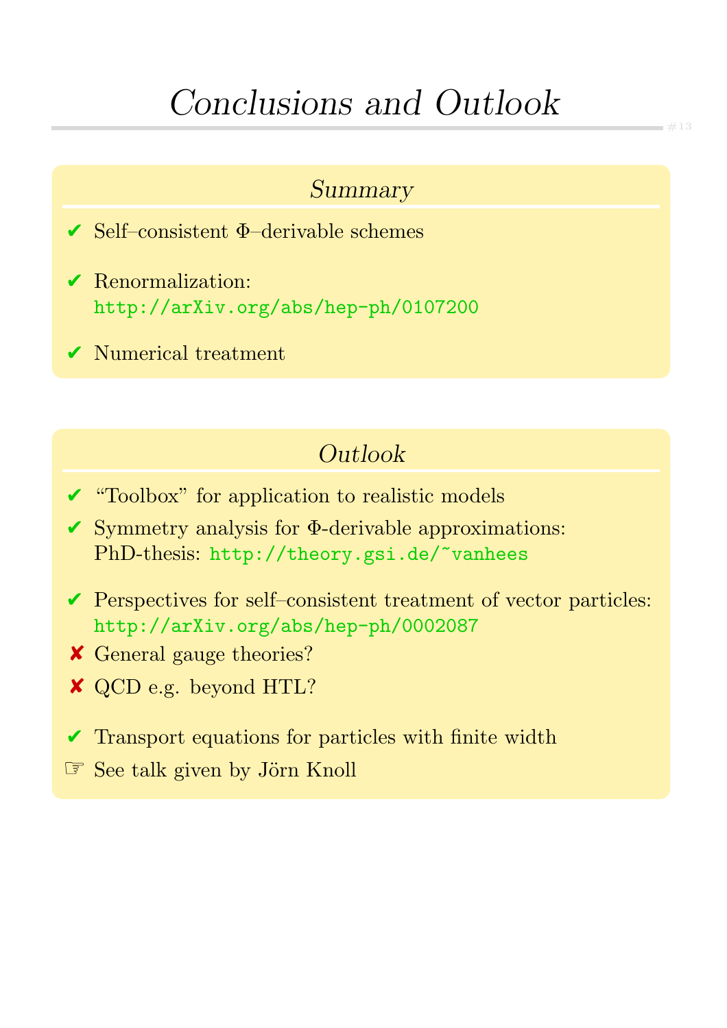# *Conclusions and Outlook*

## *Summary*

- ✔ Self–consistent $\Phi$–derivable schemes
- ✔ Renormalization:
  http://arXiv.org/abs/hep-ph/0107200
- ✔ Numerical treatment

## *Outlook*

- ✔ "Toolbox" for application to realistic models
- ✔ Symmetry analysis for $\Phi$-derivable approximations:
  PhD-thesis: http://theory.gsi.de/~vanhees
- ✔ Perspectives for self–consistent treatment of vector particles:
  http://arXiv.org/abs/hep-ph/0002087
- ✘ General gauge theories?
- ✘ QCD e.g. beyond HTL?
- ✔ Transport equations for particles with finite width
- ☞ See talk given by Jörn Knoll